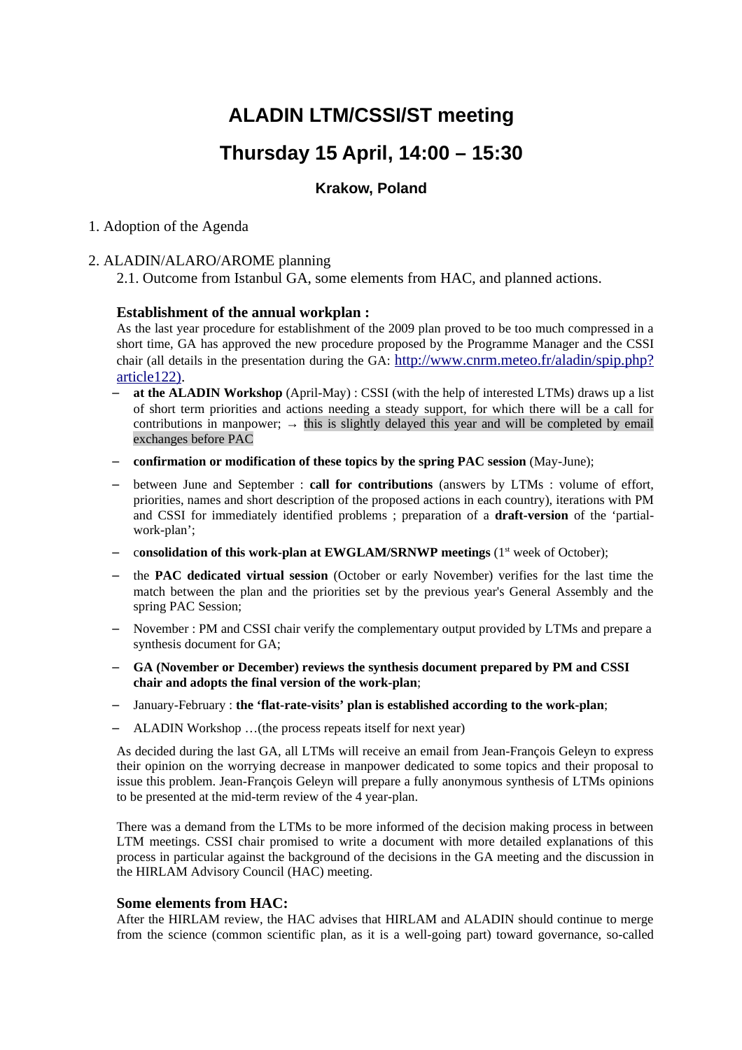# ALADIN LTM/CSSI/ST meeting

# Thursday 15 April, 14:00 – 15:30

### Krakow, Poland

1. Adoption of the Agenda

2. ALADIN/ALARO/AROME planning

   2.1. Outcome from Istanbul GA, some elements from HAC, and planned actions.

### Establishment of the annual workplan :

As the last year procedure for establishment of the 2009 plan proved to be too much compressed in a short time, GA has approved the new procedure proposed by the Programme Manager and the CSSI chair (all details in the presentation during the GA: http://www.cnrm.meteo.fr/aladin/spip.php?article122).

- **at the ALADIN Workshop** (April-May) : CSSI (with the help of interested LTMs) draws up a list of short term priorities and actions needing a steady support, for which there will be a call for contributions in manpower; → this is slightly delayed this year and will be completed by email exchanges before PAC
- **confirmation or modification of these topics by the spring PAC session** (May-June);
- between June and September : **call for contributions** (answers by LTMs : volume of effort, priorities, names and short description of the proposed actions in each country), iterations with PM and CSSI for immediately identified problems ; preparation of a **draft-version** of the 'partial-work-plan';
- c**onsolidation of this work-plan at EWGLAM/SRNWP meetings** (1st week of October);
- the **PAC dedicated virtual session** (October or early November) verifies for the last time the match between the plan and the priorities set by the previous year's General Assembly and the spring PAC Session;
- November : PM and CSSI chair verify the complementary output provided by LTMs and prepare a synthesis document for GA;
- **GA (November or December) reviews the synthesis document prepared by PM and CSSI chair and adopts the final version of the work-plan**;
- January-February : **the 'flat-rate-visits' plan is established according to the work-plan**;
- ALADIN Workshop …(the process repeats itself for next year)

As decided during the last GA, all LTMs will receive an email from Jean-François Geleyn to express their opinion on the worrying decrease in manpower dedicated to some topics and their proposal to issue this problem. Jean-François Geleyn will prepare a fully anonymous synthesis of LTMs opinions to be presented at the mid-term review of the 4 year-plan.

There was a demand from the LTMs to be more informed of the decision making process in between LTM meetings. CSSI chair promised to write a document with more detailed explanations of this process in particular against the background of the decisions in the GA meeting and the discussion in the HIRLAM Advisory Council (HAC) meeting.

### Some elements from HAC:

After the HIRLAM review, the HAC advises that HIRLAM and ALADIN should continue to merge from the science (common scientific plan, as it is a well-going part) toward governance, so-called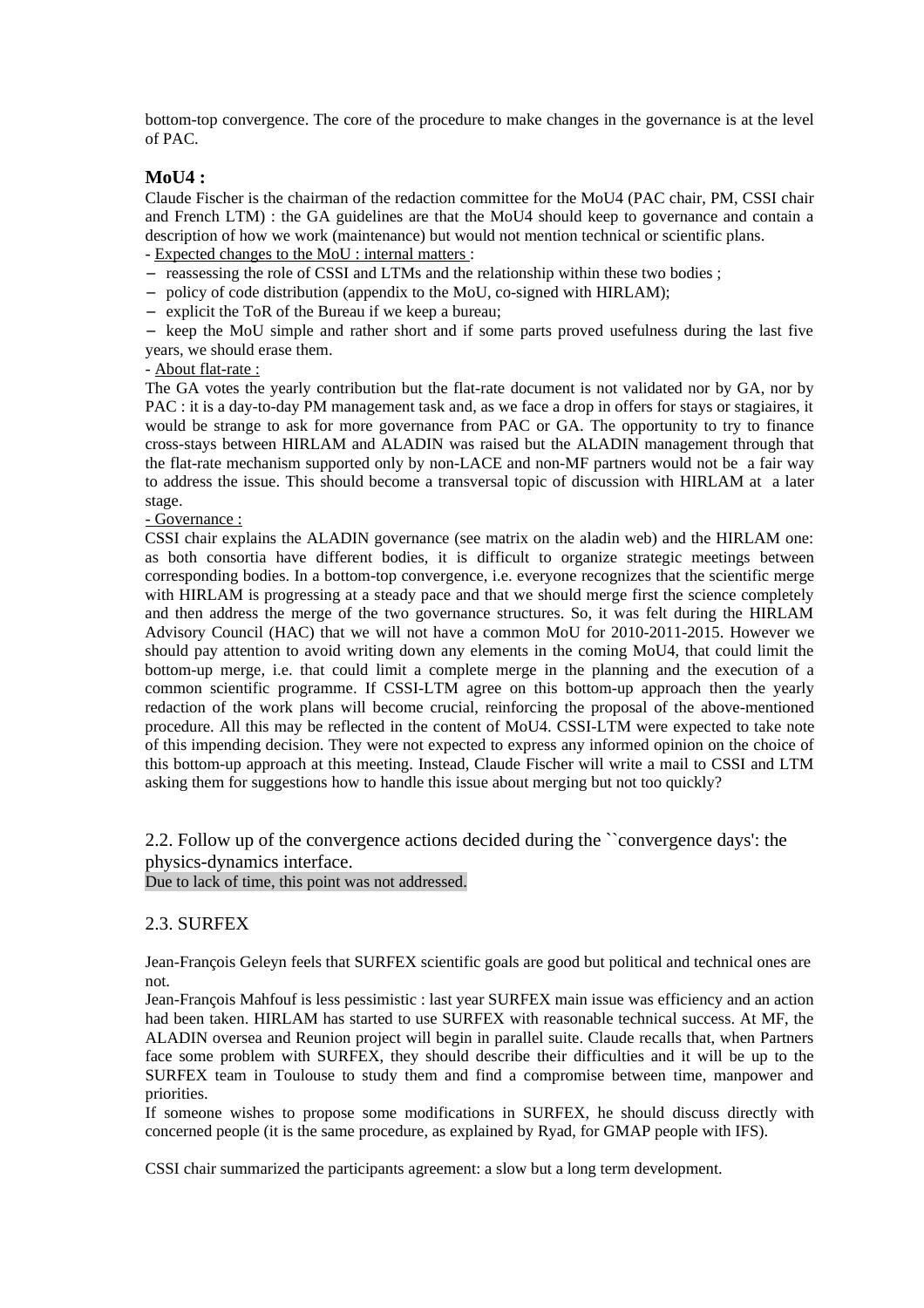bottom-top convergence. The core of the procedure to make changes in the governance is at the level of PAC.

**MoU4 :**

Claude Fischer is the chairman of the redaction committee for the MoU4 (PAC chair, PM, CSSI chair and French LTM) : the GA guidelines are that the MoU4 should keep to governance and contain a description of how we work (maintenance) but would not mention technical or scientific plans.

- Expected changes to the MoU : internal matters :

- reassessing the role of CSSI and LTMs and the relationship within these two bodies ;
- policy of code distribution (appendix to the MoU, co-signed with HIRLAM);
- explicit the ToR of the Bureau if we keep a bureau;
- keep the MoU simple and rather short and if some parts proved usefulness during the last five years, we should erase them.

- About flat-rate :

The GA votes the yearly contribution but the flat-rate document is not validated nor by GA, nor by PAC : it is a day-to-day PM management task and, as we face a drop in offers for stays or stagiaires, it would be strange to ask for more governance from PAC or GA. The opportunity to try to finance cross-stays between HIRLAM and ALADIN was raised but the ALADIN management through that the flat-rate mechanism supported only by non-LACE and non-MF partners would not be a fair way to address the issue. This should become a transversal topic of discussion with HIRLAM at a later stage.

- Governance :

CSSI chair explains the ALADIN governance (see matrix on the aladin web) and the HIRLAM one: as both consortia have different bodies, it is difficult to organize strategic meetings between corresponding bodies. In a bottom-top convergence, i.e. everyone recognizes that the scientific merge with HIRLAM is progressing at a steady pace and that we should merge first the science completely and then address the merge of the two governance structures. So, it was felt during the HIRLAM Advisory Council (HAC) that we will not have a common MoU for 2010-2011-2015. However we should pay attention to avoid writing down any elements in the coming MoU4, that could limit the bottom-up merge, i.e. that could limit a complete merge in the planning and the execution of a common scientific programme. If CSSI-LTM agree on this bottom-up approach then the yearly redaction of the work plans will become crucial, reinforcing the proposal of the above-mentioned procedure. All this may be reflected in the content of MoU4. CSSI-LTM were expected to take note of this impending decision. They were not expected to express any informed opinion on the choice of this bottom-up approach at this meeting. Instead, Claude Fischer will write a mail to CSSI and LTM asking them for suggestions how to handle this issue about merging but not too quickly?

## 2.2. Follow up of the convergence actions decided during the ``convergence days': the physics-dynamics interface.

Due to lack of time, this point was not addressed.

## 2.3. SURFEX

Jean-François Geleyn feels that SURFEX scientific goals are good but political and technical ones are not.

Jean-François Mahfouf is less pessimistic : last year SURFEX main issue was efficiency and an action had been taken. HIRLAM has started to use SURFEX with reasonable technical success. At MF, the ALADIN oversea and Reunion project will begin in parallel suite. Claude recalls that, when Partners face some problem with SURFEX, they should describe their difficulties and it will be up to the SURFEX team in Toulouse to study them and find a compromise between time, manpower and priorities.

If someone wishes to propose some modifications in SURFEX, he should discuss directly with concerned people (it is the same procedure, as explained by Ryad, for GMAP people with IFS).

CSSI chair summarized the participants agreement: a slow but a long term development.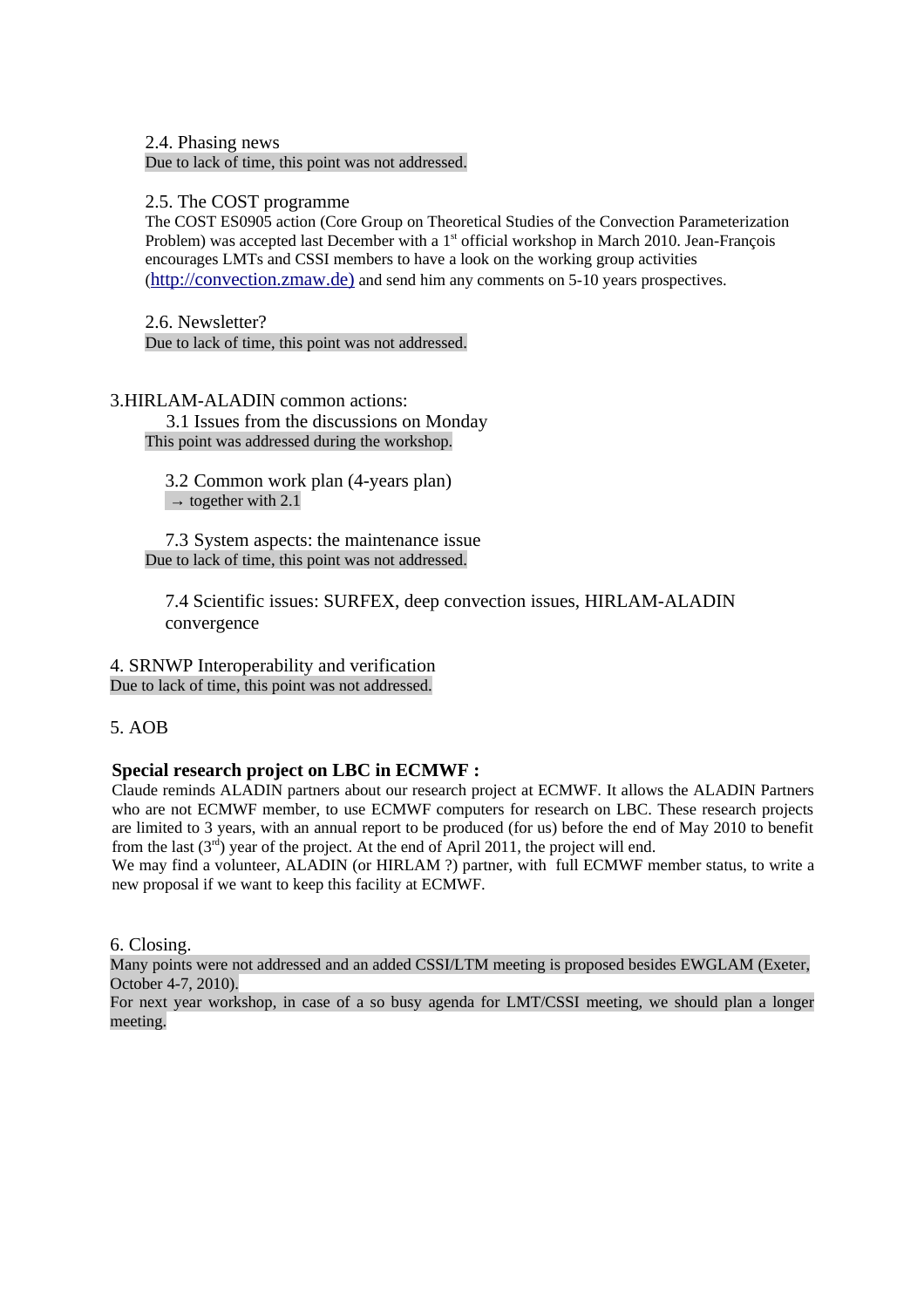2.4. Phasing news

Due to lack of time, this point was not addressed.

2.5. The COST programme

The COST ES0905 action (Core Group on Theoretical Studies of the Convection Parameterization Problem) was accepted last December with a 1st official workshop in March 2010. Jean-François encourages LMTs and CSSI members to have a look on the working group activities (http://convection.zmaw.de) and send him any comments on 5-10 years prospectives.

2.6. Newsletter?

Due to lack of time, this point was not addressed.

3.HIRLAM-ALADIN common actions:

3.1 Issues from the discussions on Monday

This point was addressed during the workshop.

3.2 Common work plan (4-years plan)

→ together with 2.1

7.3 System aspects: the maintenance issue

Due to lack of time, this point was not addressed.

7.4 Scientific issues: SURFEX, deep convection issues, HIRLAM-ALADIN convergence

4. SRNWP Interoperability and verification

Due to lack of time, this point was not addressed.

5. AOB

**Special research project on LBC in ECMWF :**

Claude reminds ALADIN partners about our research project at ECMWF. It allows the ALADIN Partners who are not ECMWF member, to use ECMWF computers for research on LBC. These research projects are limited to 3 years, with an annual report to be produced (for us) before the end of May 2010 to benefit from the last (3rd) year of the project. At the end of April 2011, the project will end.

We may find a volunteer, ALADIN (or HIRLAM ?) partner, with full ECMWF member status, to write a new proposal if we want to keep this facility at ECMWF.

6. Closing.

Many points were not addressed and an added CSSI/LTM meeting is proposed besides EWGLAM (Exeter, October 4-7, 2010).

For next year workshop, in case of a so busy agenda for LMT/CSSI meeting, we should plan a longer meeting.